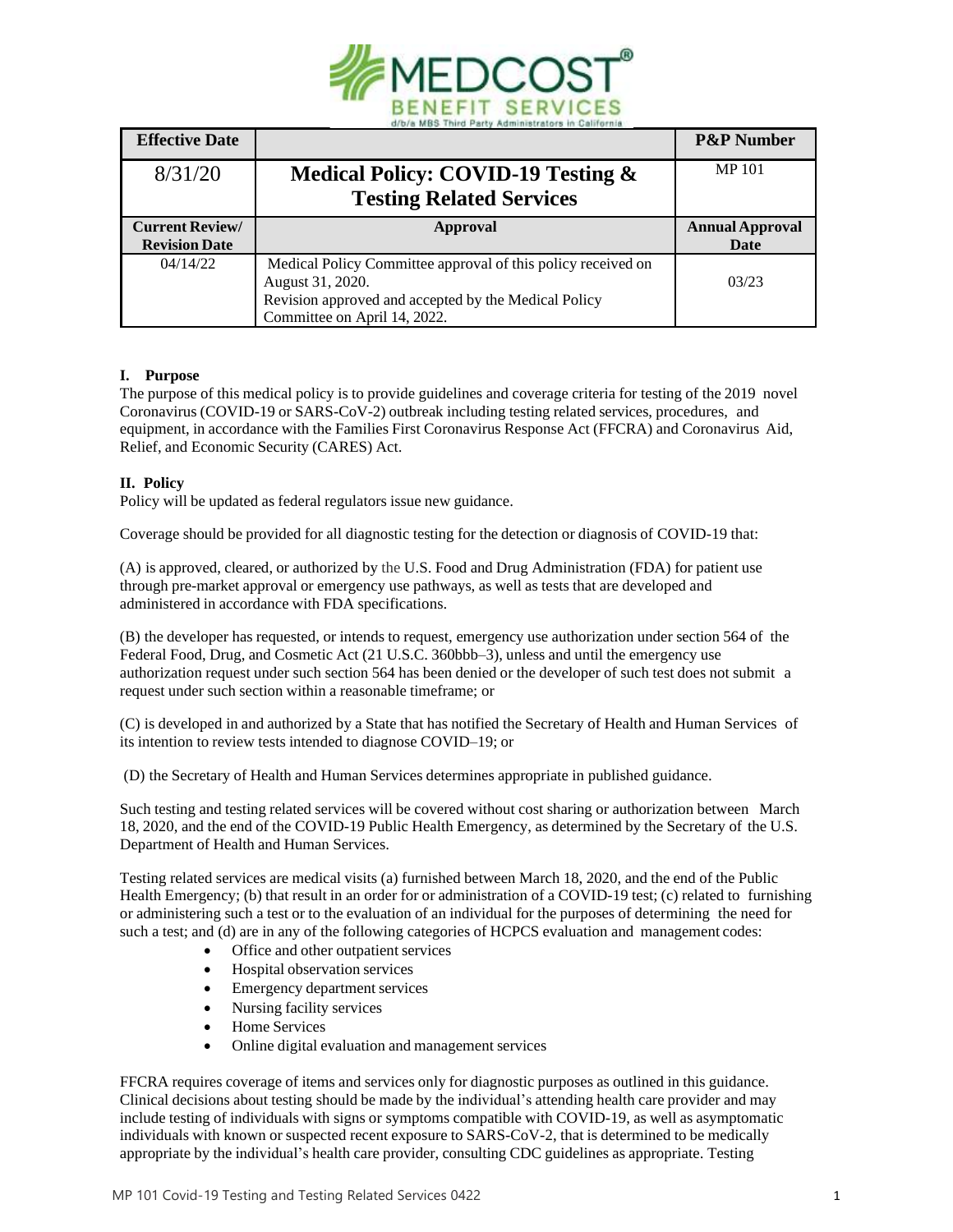MEDCOST BENEFIT SERVICES
d/b/a MBS Third Party Administrators in California

| Effective Date | | P&P Number |
|---|---|---|
| 8/31/20 | **Medical Policy: COVID-19 Testing & Testing Related Services** | MP 101 |
| **Current Review/ Revision Date** | **Approval** | **Annual Approval Date** |
| 04/14/22 | Medical Policy Committee approval of this policy received on August 31, 2020. Revision approved and accepted by the Medical Policy Committee on April 14, 2022. | 03/23 |

## I. Purpose

The purpose of this medical policy is to provide guidelines and coverage criteria for testing of the 2019 novel Coronavirus (COVID-19 or SARS-CoV-2) outbreak including testing related services, procedures, and equipment, in accordance with the Families First Coronavirus Response Act (FFCRA) and Coronavirus Aid, Relief, and Economic Security (CARES) Act.

## II. Policy

Policy will be updated as federal regulators issue new guidance.

Coverage should be provided for all diagnostic testing for the detection or diagnosis of COVID-19 that:

(A) is approved, cleared, or authorized by the U.S. Food and Drug Administration (FDA) for patient use through pre-market approval or emergency use pathways, as well as tests that are developed and administered in accordance with FDA specifications.

(B) the developer has requested, or intends to request, emergency use authorization under section 564 of the Federal Food, Drug, and Cosmetic Act (21 U.S.C. 360bbb–3), unless and until the emergency use authorization request under such section 564 has been denied or the developer of such test does not submit a request under such section within a reasonable timeframe; or

(C) is developed in and authorized by a State that has notified the Secretary of Health and Human Services of its intention to review tests intended to diagnose COVID–19; or

(D) the Secretary of Health and Human Services determines appropriate in published guidance.

Such testing and testing related services will be covered without cost sharing or authorization between March 18, 2020, and the end of the COVID-19 Public Health Emergency, as determined by the Secretary of the U.S. Department of Health and Human Services.

Testing related services are medical visits (a) furnished between March 18, 2020, and the end of the Public Health Emergency; (b) that result in an order for or administration of a COVID-19 test; (c) related to furnishing or administering such a test or to the evaluation of an individual for the purposes of determining the need for such a test; and (d) are in any of the following categories of HCPCS evaluation and management codes:

- Office and other outpatient services
- Hospital observation services
- Emergency department services
- Nursing facility services
- Home Services
- Online digital evaluation and management services

FFCRA requires coverage of items and services only for diagnostic purposes as outlined in this guidance. Clinical decisions about testing should be made by the individual's attending health care provider and may include testing of individuals with signs or symptoms compatible with COVID-19, as well as asymptomatic individuals with known or suspected recent exposure to SARS-CoV-2, that is determined to be medically appropriate by the individual's health care provider, consulting CDC guidelines as appropriate. Testing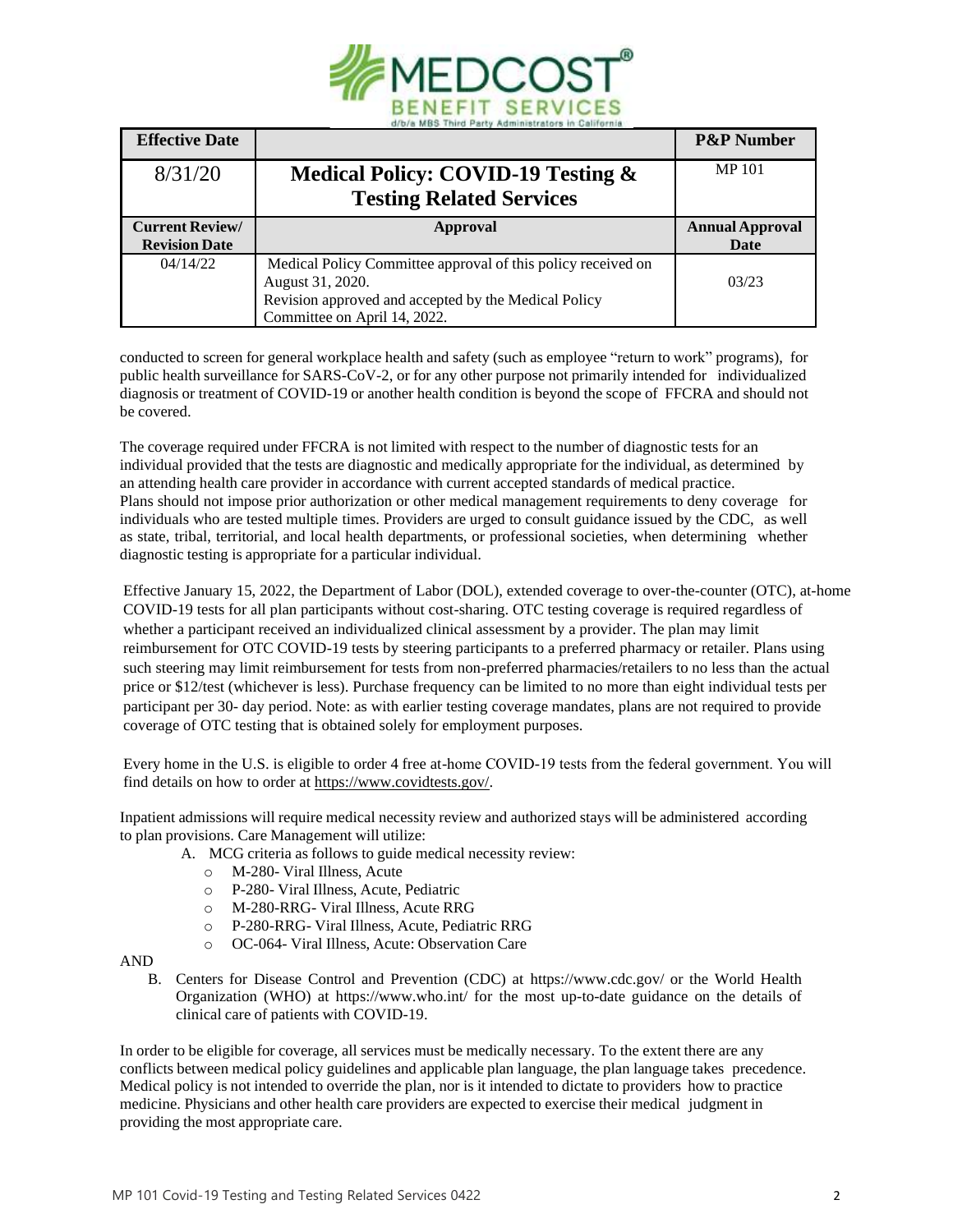| Effective Date | | P&P Number |
| --- | --- | --- |
| 8/31/20 | **Medical Policy: COVID-19 Testing & Testing Related Services** | MP 101 |
| **Current Review/ Revision Date** | **Approval** | **Annual Approval Date** |
| 04/14/22 | Medical Policy Committee approval of this policy received on August 31, 2020. Revision approved and accepted by the Medical Policy Committee on April 14, 2022. | 03/23 |

conducted to screen for general workplace health and safety (such as employee "return to work" programs), for public health surveillance for SARS-CoV-2, or for any other purpose not primarily intended for individualized diagnosis or treatment of COVID-19 or another health condition is beyond the scope of FFCRA and should not be covered.

The coverage required under FFCRA is not limited with respect to the number of diagnostic tests for an individual provided that the tests are diagnostic and medically appropriate for the individual, as determined by an attending health care provider in accordance with current accepted standards of medical practice. Plans should not impose prior authorization or other medical management requirements to deny coverage for individuals who are tested multiple times. Providers are urged to consult guidance issued by the CDC, as well as state, tribal, territorial, and local health departments, or professional societies, when determining whether diagnostic testing is appropriate for a particular individual.

Effective January 15, 2022, the Department of Labor (DOL), extended coverage to over-the-counter (OTC), at-home COVID-19 tests for all plan participants without cost-sharing. OTC testing coverage is required regardless of whether a participant received an individualized clinical assessment by a provider. The plan may limit reimbursement for OTC COVID-19 tests by steering participants to a preferred pharmacy or retailer. Plans using such steering may limit reimbursement for tests from non-preferred pharmacies/retailers to no less than the actual price or $12/test (whichever is less). Purchase frequency can be limited to no more than eight individual tests per participant per 30- day period. Note: as with earlier testing coverage mandates, plans are not required to provide coverage of OTC testing that is obtained solely for employment purposes.

Every home in the U.S. is eligible to order 4 free at-home COVID-19 tests from the federal government. You will find details on how to order at https://www.covidtests.gov/.

Inpatient admissions will require medical necessity review and authorized stays will be administered according to plan provisions. Care Management will utilize:

A. MCG criteria as follows to guide medical necessity review:
   - M-280- Viral Illness, Acute
   - P-280- Viral Illness, Acute, Pediatric
   - M-280-RRG- Viral Illness, Acute RRG
   - P-280-RRG- Viral Illness, Acute, Pediatric RRG
   - OC-064- Viral Illness, Acute: Observation Care

AND

B. Centers for Disease Control and Prevention (CDC) at https://www.cdc.gov/ or the World Health Organization (WHO) at https://www.who.int/ for the most up-to-date guidance on the details of clinical care of patients with COVID-19.

In order to be eligible for coverage, all services must be medically necessary. To the extent there are any conflicts between medical policy guidelines and applicable plan language, the plan language takes precedence. Medical policy is not intended to override the plan, nor is it intended to dictate to providers how to practice medicine. Physicians and other health care providers are expected to exercise their medical judgment in providing the most appropriate care.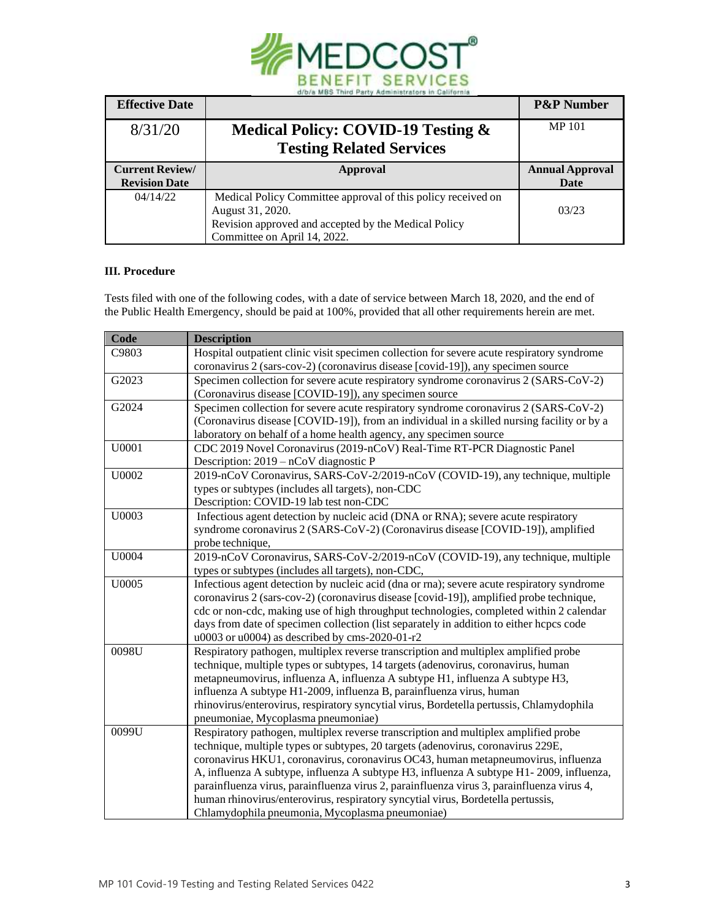| Effective Date | | P&P Number |
|---|---|---|
| 8/31/20 | **Medical Policy: COVID-19 Testing & Testing Related Services** | MP 101 |
| **Current Review/ Revision Date** | **Approval** | **Annual Approval Date** |
| 04/14/22 | Medical Policy Committee approval of this policy received on August 31, 2020. Revision approved and accepted by the Medical Policy Committee on April 14, 2022. | 03/23 |

### III. Procedure

Tests filed with one of the following codes, with a date of service between March 18, 2020, and the end of the Public Health Emergency, should be paid at 100%, provided that all other requirements herein are met.

| Code | Description |
|---|---|
| C9803 | Hospital outpatient clinic visit specimen collection for severe acute respiratory syndrome coronavirus 2 (sars-cov-2) (coronavirus disease [covid-19]), any specimen source |
| G2023 | Specimen collection for severe acute respiratory syndrome coronavirus 2 (SARS-CoV-2) (Coronavirus disease [COVID-19]), any specimen source |
| G2024 | Specimen collection for severe acute respiratory syndrome coronavirus 2 (SARS-CoV-2) (Coronavirus disease [COVID-19]), from an individual in a skilled nursing facility or by a laboratory on behalf of a home health agency, any specimen source |
| U0001 | CDC 2019 Novel Coronavirus (2019-nCoV) Real-Time RT-PCR Diagnostic Panel Description: 2019 – nCoV diagnostic P |
| U0002 | 2019-nCoV Coronavirus, SARS-CoV-2/2019-nCoV (COVID-19), any technique, multiple types or subtypes (includes all targets), non-CDC Description: COVID-19 lab test non-CDC |
| U0003 | Infectious agent detection by nucleic acid (DNA or RNA); severe acute respiratory syndrome coronavirus 2 (SARS-CoV-2) (Coronavirus disease [COVID-19]), amplified probe technique, |
| U0004 | 2019-nCoV Coronavirus, SARS-CoV-2/2019-nCoV (COVID-19), any technique, multiple types or subtypes (includes all targets), non-CDC, |
| U0005 | Infectious agent detection by nucleic acid (dna or rna); severe acute respiratory syndrome coronavirus 2 (sars-cov-2) (coronavirus disease [covid-19]), amplified probe technique, cdc or non-cdc, making use of high throughput technologies, completed within 2 calendar days from date of specimen collection (list separately in addition to either hcpcs code u0003 or u0004) as described by cms-2020-01-r2 |
| 0098U | Respiratory pathogen, multiplex reverse transcription and multiplex amplified probe technique, multiple types or subtypes, 14 targets (adenovirus, coronavirus, human metapneumovirus, influenza A, influenza A subtype H1, influenza A subtype H3, influenza A subtype H1-2009, influenza B, parainfluenza virus, human rhinovirus/enterovirus, respiratory syncytial virus, Bordetella pertussis, Chlamydophila pneumoniae, Mycoplasma pneumoniae) |
| 0099U | Respiratory pathogen, multiplex reverse transcription and multiplex amplified probe technique, multiple types or subtypes, 20 targets (adenovirus, coronavirus 229E, coronavirus HKU1, coronavirus, coronavirus OC43, human metapneumovirus, influenza A, influenza A subtype, influenza A subtype H3, influenza A subtype H1- 2009, influenza, parainfluenza virus, parainfluenza virus 2, parainfluenza virus 3, parainfluenza virus 4, human rhinovirus/enterovirus, respiratory syncytial virus, Bordetella pertussis, Chlamydophila pneumonia, Mycoplasma pneumoniae) |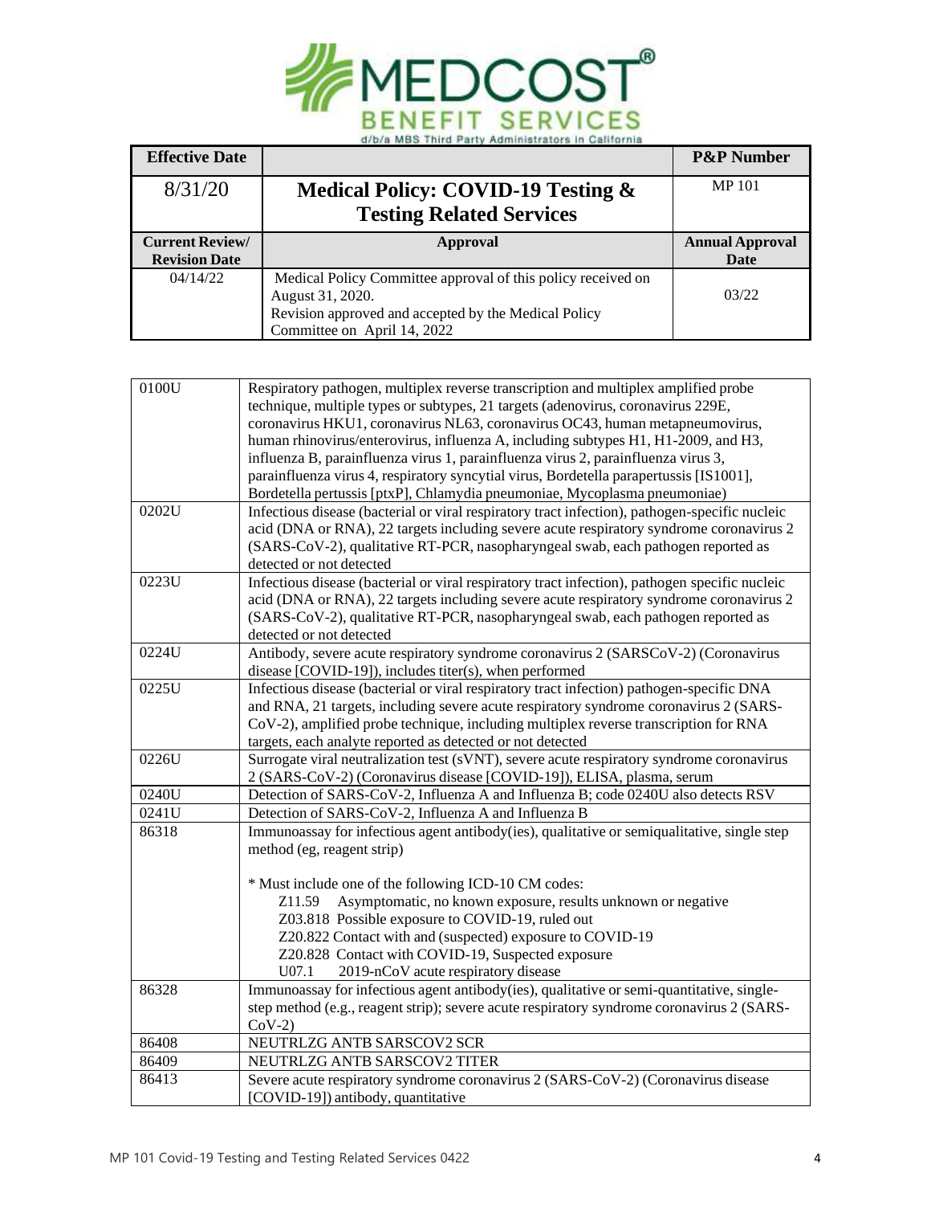| Effective Date | | P&P Number |
|---|---|---|
| 8/31/20 | **Medical Policy: COVID-19 Testing & Testing Related Services** | MP 101 |
| **Current Review/ Revision Date** | **Approval** | **Annual Approval Date** |
| 04/14/22 | Medical Policy Committee approval of this policy received on August 31, 2020. Revision approved and accepted by the Medical Policy Committee on April 14, 2022 | 03/22 |

| | |
|---|---|
| 0100U | Respiratory pathogen, multiplex reverse transcription and multiplex amplified probe technique, multiple types or subtypes, 21 targets (adenovirus, coronavirus 229E, coronavirus HKU1, coronavirus NL63, coronavirus OC43, human metapneumovirus, human rhinovirus/enterovirus, influenza A, including subtypes H1, H1-2009, and H3, influenza B, parainfluenza virus 1, parainfluenza virus 2, parainfluenza virus 3, parainfluenza virus 4, respiratory syncytial virus, Bordetella parapertussis [IS1001], Bordetella pertussis [ptxP], Chlamydia pneumoniae, Mycoplasma pneumoniae) |
| 0202U | Infectious disease (bacterial or viral respiratory tract infection), pathogen-specific nucleic acid (DNA or RNA), 22 targets including severe acute respiratory syndrome coronavirus 2 (SARS-CoV-2), qualitative RT-PCR, nasopharyngeal swab, each pathogen reported as detected or not detected |
| 0223U | Infectious disease (bacterial or viral respiratory tract infection), pathogen specific nucleic acid (DNA or RNA), 22 targets including severe acute respiratory syndrome coronavirus 2 (SARS-CoV-2), qualitative RT-PCR, nasopharyngeal swab, each pathogen reported as detected or not detected |
| 0224U | Antibody, severe acute respiratory syndrome coronavirus 2 (SARSCoV-2) (Coronavirus disease [COVID-19]), includes titer(s), when performed |
| 0225U | Infectious disease (bacterial or viral respiratory tract infection) pathogen-specific DNA and RNA, 21 targets, including severe acute respiratory syndrome coronavirus 2 (SARS-CoV-2), amplified probe technique, including multiplex reverse transcription for RNA targets, each analyte reported as detected or not detected |
| 0226U | Surrogate viral neutralization test (sVNT), severe acute respiratory syndrome coronavirus 2 (SARS-CoV-2) (Coronavirus disease [COVID-19]), ELISA, plasma, serum |
| 0240U | Detection of SARS-CoV-2, Influenza A and Influenza B; code 0240U also detects RSV |
| 0241U | Detection of SARS-CoV-2, Influenza A and Influenza B |
| 86318 | Immunoassay for infectious agent antibody(ies), qualitative or semiqualitative, single step method (eg, reagent strip)<br><br>* Must include one of the following ICD-10 CM codes:<br>Z11.59 Asymptomatic, no known exposure, results unknown or negative<br>Z03.818 Possible exposure to COVID-19, ruled out<br>Z20.822 Contact with and (suspected) exposure to COVID-19<br>Z20.828 Contact with COVID-19, Suspected exposure<br>U07.1 2019-nCoV acute respiratory disease |
| 86328 | Immunoassay for infectious agent antibody(ies), qualitative or semi-quantitative, single-step method (e.g., reagent strip); severe acute respiratory syndrome coronavirus 2 (SARS-CoV-2) |
| 86408 | NEUTRLZG ANTB SARSCOV2 SCR |
| 86409 | NEUTRLZG ANTB SARSCOV2 TITER |
| 86413 | Severe acute respiratory syndrome coronavirus 2 (SARS-CoV-2) (Coronavirus disease [COVID-19]) antibody, quantitative |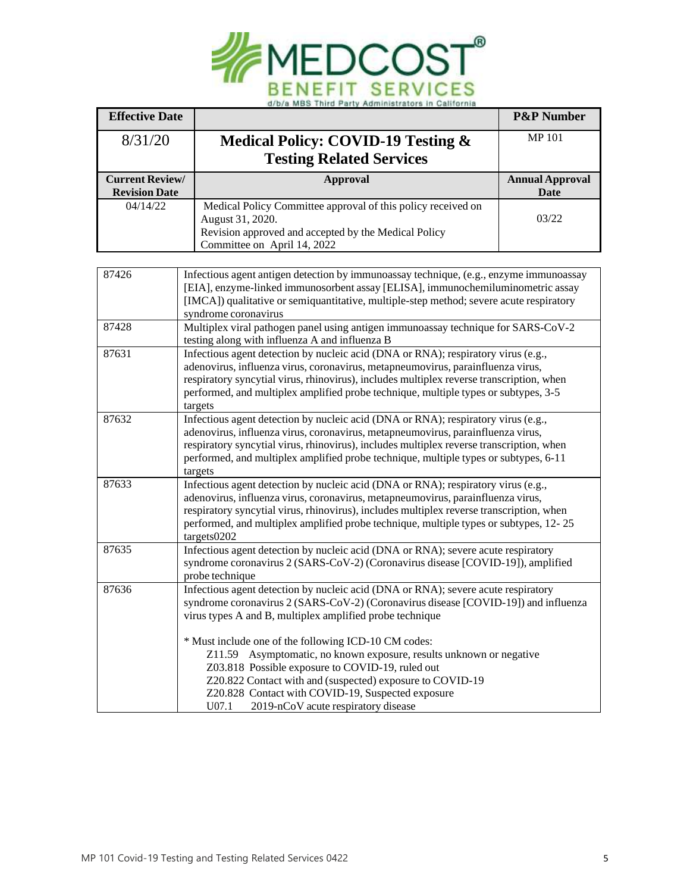| Effective Date | | P&P Number |
|---|---|---|
| 8/31/20 | **Medical Policy: COVID-19 Testing & Testing Related Services** | MP 101 |
| **Current Review/ Revision Date** | **Approval** | **Annual Approval Date** |
| 04/14/22 | Medical Policy Committee approval of this policy received on August 31, 2020. Revision approved and accepted by the Medical Policy Committee on April 14, 2022 | 03/22 |

| | |
|---|---|
| 87426 | Infectious agent antigen detection by immunoassay technique, (e.g., enzyme immunoassay [EIA], enzyme-linked immunosorbent assay [ELISA], immunochemiluminometric assay [IMCA]) qualitative or semiquantitative, multiple-step method; severe acute respiratory syndrome coronavirus |
| 87428 | Multiplex viral pathogen panel using antigen immunoassay technique for SARS-CoV-2 testing along with influenza A and influenza B |
| 87631 | Infectious agent detection by nucleic acid (DNA or RNA); respiratory virus (e.g., adenovirus, influenza virus, coronavirus, metapneumovirus, parainfluenza virus, respiratory syncytial virus, rhinovirus), includes multiplex reverse transcription, when performed, and multiplex amplified probe technique, multiple types or subtypes, 3-5 targets |
| 87632 | Infectious agent detection by nucleic acid (DNA or RNA); respiratory virus (e.g., adenovirus, influenza virus, coronavirus, metapneumovirus, parainfluenza virus, respiratory syncytial virus, rhinovirus), includes multiplex reverse transcription, when performed, and multiplex amplified probe technique, multiple types or subtypes, 6-11 targets |
| 87633 | Infectious agent detection by nucleic acid (DNA or RNA); respiratory virus (e.g., adenovirus, influenza virus, coronavirus, metapneumovirus, parainfluenza virus, respiratory syncytial virus, rhinovirus), includes multiplex reverse transcription, when performed, and multiplex amplified probe technique, multiple types or subtypes, 12- 25 targets0202 |
| 87635 | Infectious agent detection by nucleic acid (DNA or RNA); severe acute respiratory syndrome coronavirus 2 (SARS-CoV-2) (Coronavirus disease [COVID-19]), amplified probe technique |
| 87636 | Infectious agent detection by nucleic acid (DNA or RNA); severe acute respiratory syndrome coronavirus 2 (SARS-CoV-2) (Coronavirus disease [COVID-19]) and influenza virus types A and B, multiplex amplified probe technique<br><br>* Must include one of the following ICD-10 CM codes:<br>Z11.59 Asymptomatic, no known exposure, results unknown or negative<br>Z03.818 Possible exposure to COVID-19, ruled out<br>Z20.822 Contact with and (suspected) exposure to COVID-19<br>Z20.828 Contact with COVID-19, Suspected exposure<br>U07.1 2019-nCoV acute respiratory disease |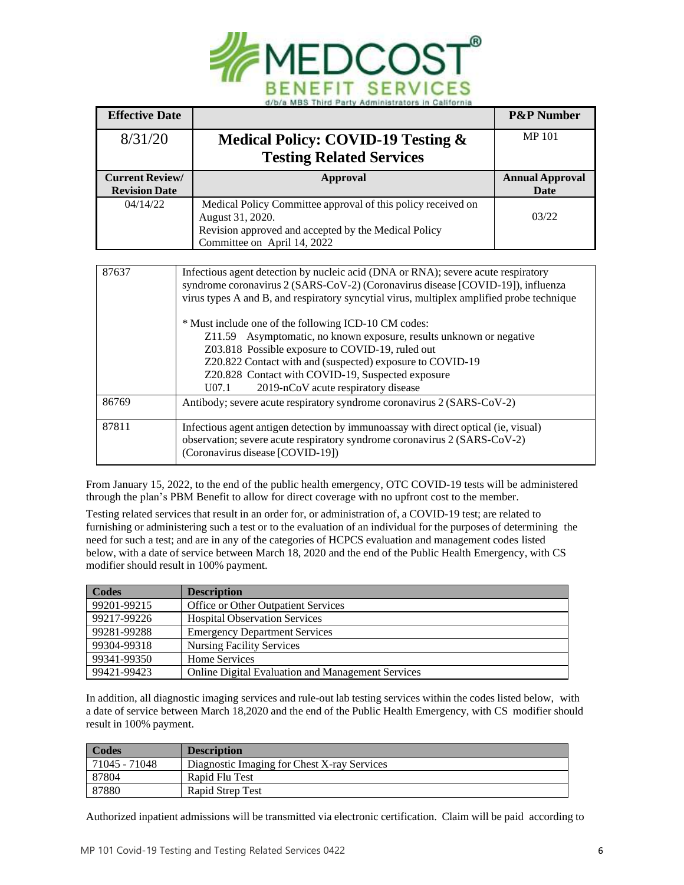MEDCOST® BENEFIT SERVICES
d/b/a MBS Third Party Administrators in California

| Effective Date | | P&P Number |
|---|---|---|
| 8/31/20 | **Medical Policy: COVID-19 Testing & Testing Related Services** | MP 101 |
| **Current Review/ Revision Date** | **Approval** | **Annual Approval Date** |
| 04/14/22 | Medical Policy Committee approval of this policy received on August 31, 2020. Revision approved and accepted by the Medical Policy Committee on April 14, 2022 | 03/22 |

| | |
|---|---|
| 87637 | Infectious agent detection by nucleic acid (DNA or RNA); severe acute respiratory syndrome coronavirus 2 (SARS-CoV-2) (Coronavirus disease [COVID-19]), influenza virus types A and B, and respiratory syncytial virus, multiplex amplified probe technique<br><br>* Must include one of the following ICD-10 CM codes:<br>Z11.59 Asymptomatic, no known exposure, results unknown or negative<br>Z03.818 Possible exposure to COVID-19, ruled out<br>Z20.822 Contact with and (suspected) exposure to COVID-19<br>Z20.828 Contact with COVID-19, Suspected exposure<br>U07.1 2019-nCoV acute respiratory disease |
| 86769 | Antibody; severe acute respiratory syndrome coronavirus 2 (SARS-CoV-2) |
| 87811 | Infectious agent antigen detection by immunoassay with direct optical (ie, visual) observation; severe acute respiratory syndrome coronavirus 2 (SARS-CoV-2) (Coronavirus disease [COVID-19]) |

From January 15, 2022, to the end of the public health emergency, OTC COVID-19 tests will be administered through the plan's PBM Benefit to allow for direct coverage with no upfront cost to the member.

Testing related services that result in an order for, or administration of, a COVID-19 test; are related to furnishing or administering such a test or to the evaluation of an individual for the purposes of determining the need for such a test; and are in any of the categories of HCPCS evaluation and management codes listed below, with a date of service between March 18, 2020 and the end of the Public Health Emergency, with CS modifier should result in 100% payment.

| Codes | Description |
|---|---|
| 99201-99215 | Office or Other Outpatient Services |
| 99217-99226 | Hospital Observation Services |
| 99281-99288 | Emergency Department Services |
| 99304-99318 | Nursing Facility Services |
| 99341-99350 | Home Services |
| 99421-99423 | Online Digital Evaluation and Management Services |

In addition, all diagnostic imaging services and rule-out lab testing services within the codes listed below, with a date of service between March 18,2020 and the end of the Public Health Emergency, with CS modifier should result in 100% payment.

| Codes | Description |
|---|---|
| 71045 - 71048 | Diagnostic Imaging for Chest X-ray Services |
| 87804 | Rapid Flu Test |
| 87880 | Rapid Strep Test |

Authorized inpatient admissions will be transmitted via electronic certification. Claim will be paid according to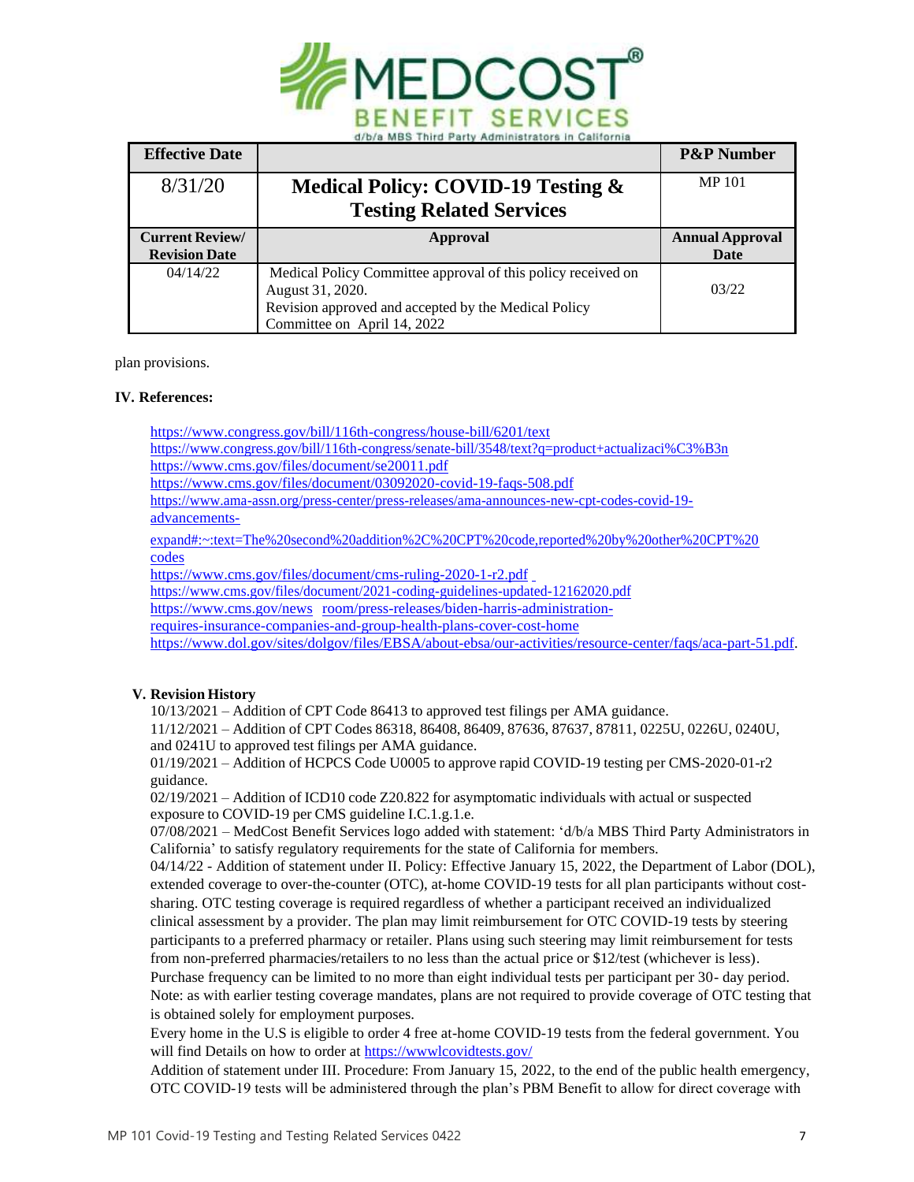| Effective Date | | P&P Number |
|---|---|---|
| 8/31/20 | **Medical Policy: COVID-19 Testing & Testing Related Services** | MP 101 |
| **Current Review/ Revision Date** | **Approval** | **Annual Approval Date** |
| 04/14/22 | Medical Policy Committee approval of this policy received on August 31, 2020. Revision approved and accepted by the Medical Policy Committee on April 14, 2022 | 03/22 |

plan provisions.

**IV. References:**

https://www.congress.gov/bill/116th-congress/house-bill/6201/text
https://www.congress.gov/bill/116th-congress/senate-bill/3548/text?q=product+actualizaci%C3%B3n
https://www.cms.gov/files/document/se20011.pdf
https://www.cms.gov/files/document/03092020-covid-19-faqs-508.pdf
https://www.ama-assn.org/press-center/press-releases/ama-announces-new-cpt-codes-covid-19-advancements-expand#:~:text=The%20second%20addition%2C%20CPT%20code,reported%20by%20other%20CPT%20codes
https://www.cms.gov/files/document/cms-ruling-2020-1-r2.pdf
https://www.cms.gov/files/document/2021-coding-guidelines-updated-12162020.pdf
https://www.cms.gov/news room/press-releases/biden-harris-administration-requires-insurance-companies-and-group-health-plans-cover-cost-home
https://www.dol.gov/sites/dolgov/files/EBSA/about-ebsa/our-activities/resource-center/faqs/aca-part-51.pdf.

**V. Revision History**

10/13/2021 – Addition of CPT Code 86413 to approved test filings per AMA guidance.
11/12/2021 – Addition of CPT Codes 86318, 86408, 86409, 87636, 87637, 87811, 0225U, 0226U, 0240U, and 0241U to approved test filings per AMA guidance.
01/19/2021 – Addition of HCPCS Code U0005 to approve rapid COVID-19 testing per CMS-2020-01-r2 guidance.
02/19/2021 – Addition of ICD10 code Z20.822 for asymptomatic individuals with actual or suspected exposure to COVID-19 per CMS guideline I.C.1.g.1.e.
07/08/2021 – MedCost Benefit Services logo added with statement: 'd/b/a MBS Third Party Administrators in California' to satisfy regulatory requirements for the state of California for members.
04/14/22 - Addition of statement under II. Policy: Effective January 15, 2022, the Department of Labor (DOL), extended coverage to over-the-counter (OTC), at-home COVID-19 tests for all plan participants without cost-sharing. OTC testing coverage is required regardless of whether a participant received an individualized clinical assessment by a provider. The plan may limit reimbursement for OTC COVID-19 tests by steering participants to a preferred pharmacy or retailer. Plans using such steering may limit reimbursement for tests from non-preferred pharmacies/retailers to no less than the actual price or $12/test (whichever is less). Purchase frequency can be limited to no more than eight individual tests per participant per 30- day period. Note: as with earlier testing coverage mandates, plans are not required to provide coverage of OTC testing that is obtained solely for employment purposes.
Every home in the U.S is eligible to order 4 free at-home COVID-19 tests from the federal government. You will find Details on how to order at https://wwwlcovidtests.gov/
Addition of statement under III. Procedure: From January 15, 2022, to the end of the public health emergency, OTC COVID-19 tests will be administered through the plan's PBM Benefit to allow for direct coverage with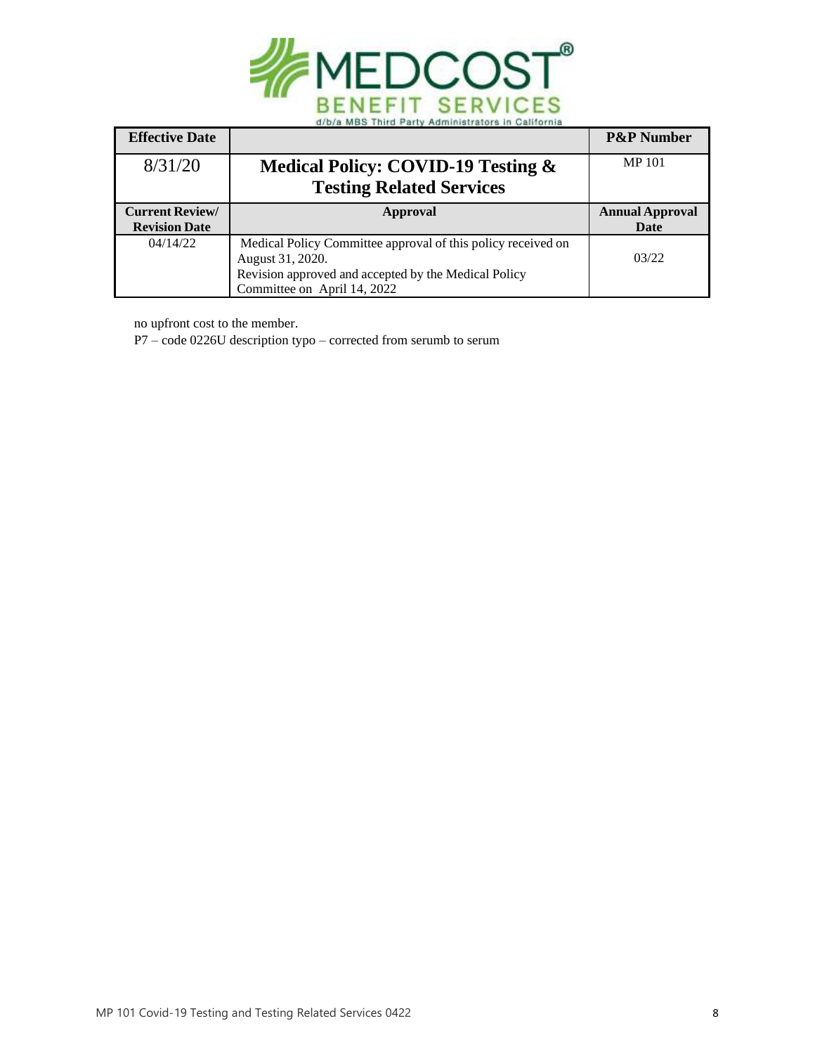| Effective Date | | P&P Number |
|---|---|---|
| 8/31/20 | **Medical Policy: COVID-19 Testing & Testing Related Services** | MP 101 |
| **Current Review/ Revision Date** | **Approval** | **Annual Approval Date** |
| 04/14/22 | Medical Policy Committee approval of this policy received on August 31, 2020. Revision approved and accepted by the Medical Policy Committee on April 14, 2022 | 03/22 |

no upfront cost to the member.

P7 – code 0226U description typo – corrected from serumb to serum